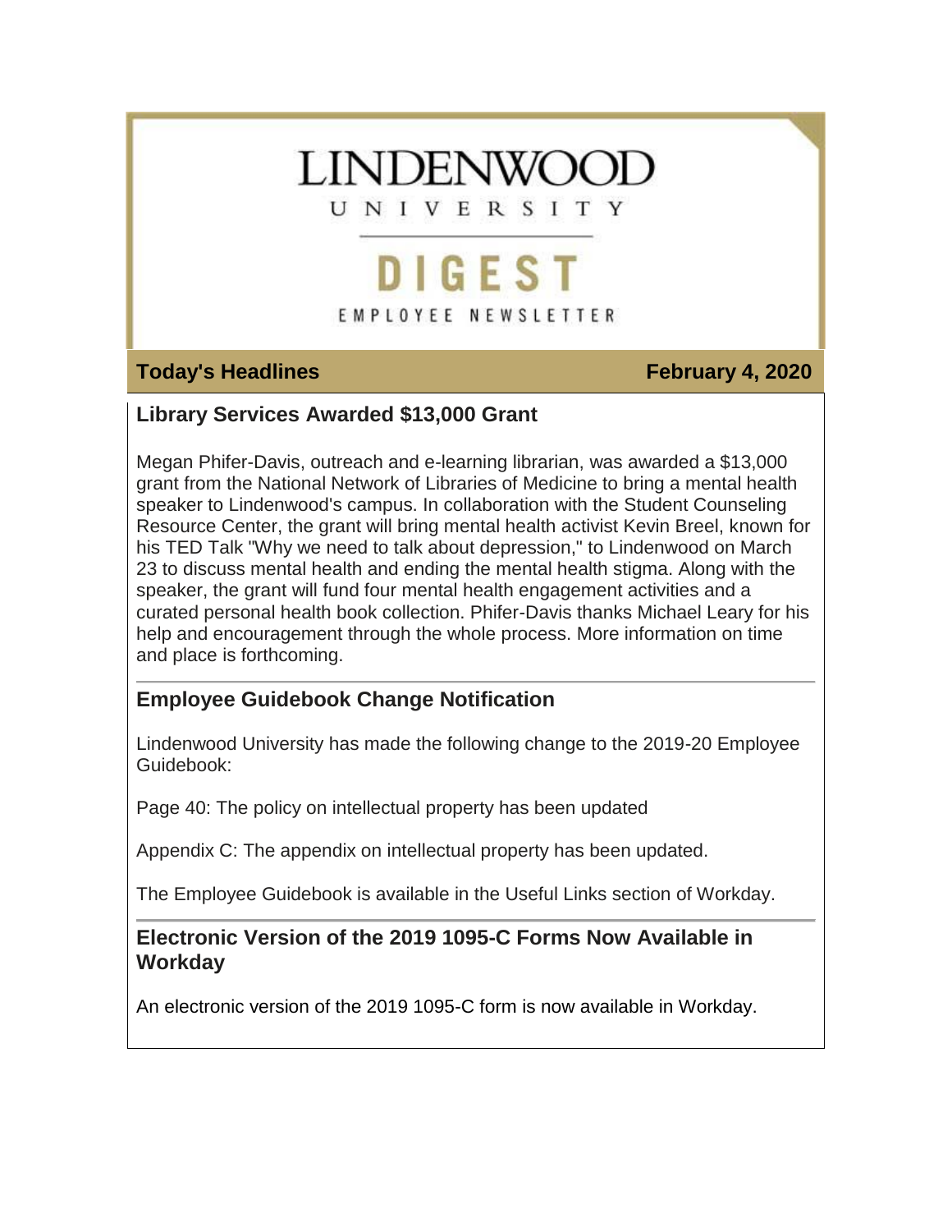# LINDENWOOD UNIVERSITY

## DIGEST

EMPLOYEE NEWSLETTER

**Today's Headlines** **February 4, 2020**

### Library Services Awarded $13,000 Grant

Megan Phifer-Davis, outreach and e-learning librarian, was awarded a $13,000 grant from the National Network of Libraries of Medicine to bring a mental health speaker to Lindenwood's campus. In collaboration with the Student Counseling Resource Center, the grant will bring mental health activist Kevin Breel, known for his TED Talk "Why we need to talk about depression," to Lindenwood on March 23 to discuss mental health and ending the mental health stigma. Along with the speaker, the grant will fund four mental health engagement activities and a curated personal health book collection. Phifer-Davis thanks Michael Leary for his help and encouragement through the whole process. More information on time and place is forthcoming.

### Employee Guidebook Change Notification

Lindenwood University has made the following change to the 2019-20 Employee Guidebook:

Page 40: The policy on intellectual property has been updated

Appendix C: The appendix on intellectual property has been updated.

The Employee Guidebook is available in the Useful Links section of Workday.

### Electronic Version of the 2019 1095-C Forms Now Available in Workday

An electronic version of the 2019 1095-C form is now available in Workday.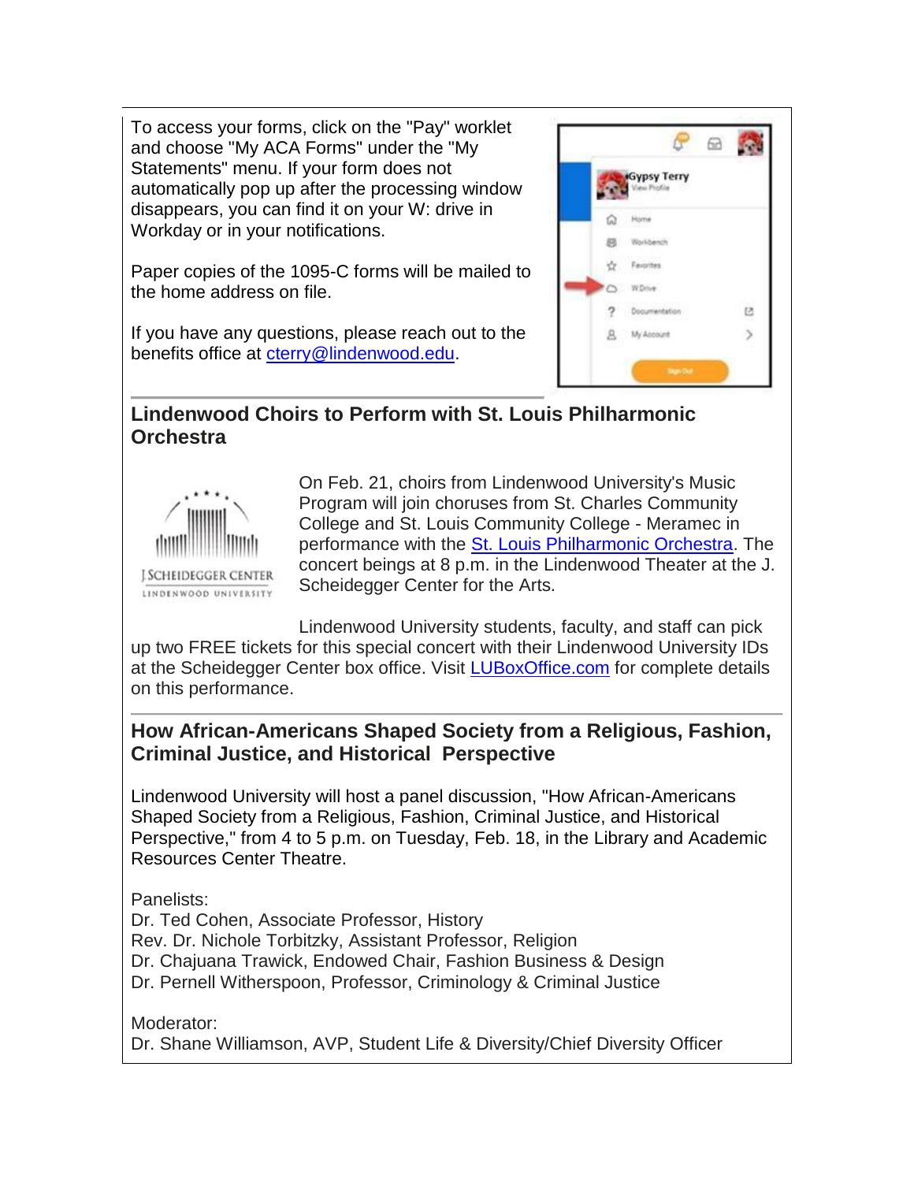To access your forms, click on the "Pay" worklet and choose "My ACA Forms" under the "My Statements" menu. If your form does not automatically pop up after the processing window disappears, you can find it on your W: drive in Workday or in your notifications.

Paper copies of the 1095-C forms will be mailed to the home address on file.

If you have any questions, please reach out to the benefits office at [cterry@lindenwood.edu](mailto:cterry@lindenwood.edu).

## Lindenwood Choirs to Perform with St. Louis Philharmonic Orchestra

On Feb. 21, choirs from Lindenwood University's Music Program will join choruses from St. Charles Community College and St. Louis Community College - Meramec in performance with the St. Louis Philharmonic Orchestra. The concert beings at 8 p.m. in the Lindenwood Theater at the J. Scheidegger Center for the Arts.

Lindenwood University students, faculty, and staff can pick up two FREE tickets for this special concert with their Lindenwood University IDs at the Scheidegger Center box office. Visit LUBoxOffice.com for complete details on this performance.

## How African-Americans Shaped Society from a Religious, Fashion, Criminal Justice, and Historical Perspective

Lindenwood University will host a panel discussion, "How African-Americans Shaped Society from a Religious, Fashion, Criminal Justice, and Historical Perspective," from 4 to 5 p.m. on Tuesday, Feb. 18, in the Library and Academic Resources Center Theatre.

Panelists:
Dr. Ted Cohen, Associate Professor, History
Rev. Dr. Nichole Torbitzky, Assistant Professor, Religion
Dr. Chajuana Trawick, Endowed Chair, Fashion Business & Design
Dr. Pernell Witherspoon, Professor, Criminology & Criminal Justice

Moderator:
Dr. Shane Williamson, AVP, Student Life & Diversity/Chief Diversity Officer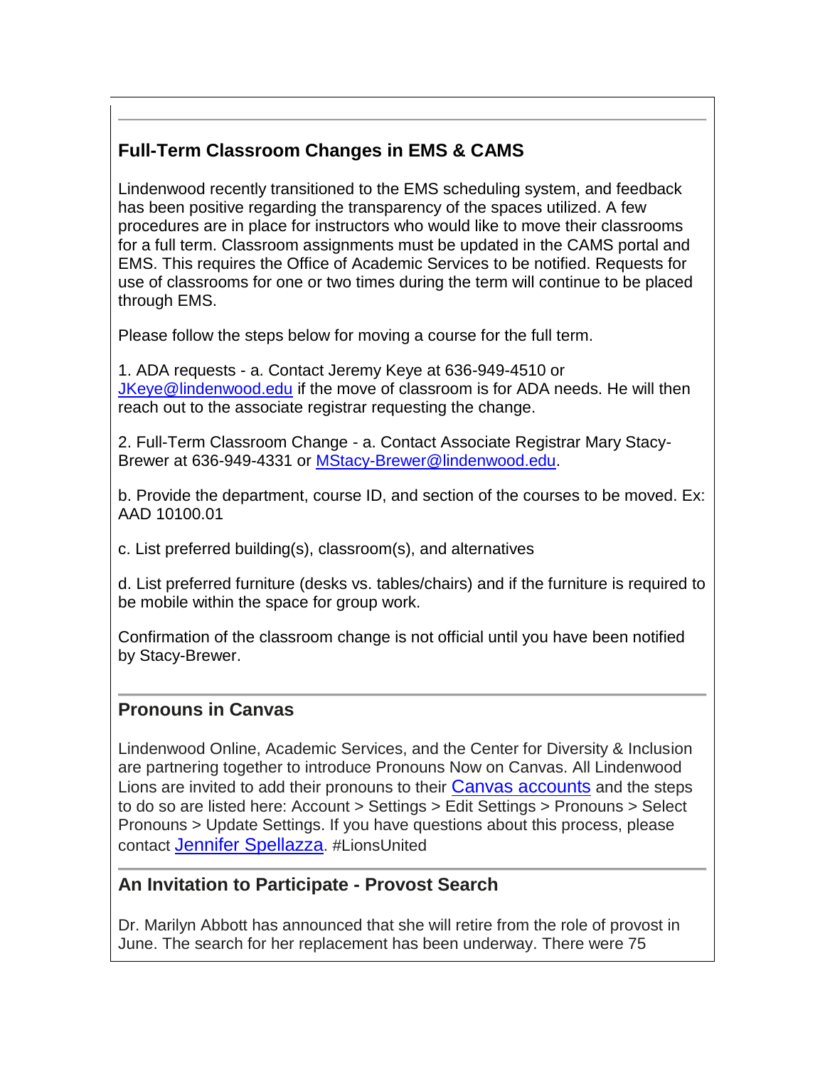## Full-Term Classroom Changes in EMS & CAMS

Lindenwood recently transitioned to the EMS scheduling system, and feedback has been positive regarding the transparency of the spaces utilized. A few procedures are in place for instructors who would like to move their classrooms for a full term. Classroom assignments must be updated in the CAMS portal and EMS. This requires the Office of Academic Services to be notified. Requests for use of classrooms for one or two times during the term will continue to be placed through EMS.

Please follow the steps below for moving a course for the full term.

1. ADA requests - a. Contact Jeremy Keye at 636-949-4510 or JKeye@lindenwood.edu if the move of classroom is for ADA needs. He will then reach out to the associate registrar requesting the change.

2. Full-Term Classroom Change - a. Contact Associate Registrar Mary Stacy-Brewer at 636-949-4331 or MStacy-Brewer@lindenwood.edu.

b. Provide the department, course ID, and section of the courses to be moved. Ex: AAD 10100.01

c. List preferred building(s), classroom(s), and alternatives

d. List preferred furniture (desks vs. tables/chairs) and if the furniture is required to be mobile within the space for group work.

Confirmation of the classroom change is not official until you have been notified by Stacy-Brewer.

## Pronouns in Canvas

Lindenwood Online, Academic Services, and the Center for Diversity & Inclusion are partnering together to introduce Pronouns Now on Canvas. All Lindenwood Lions are invited to add their pronouns to their Canvas accounts and the steps to do so are listed here: Account > Settings > Edit Settings > Pronouns > Select Pronouns > Update Settings. If you have questions about this process, please contact Jennifer Spellazza. #LionsUnited

## An Invitation to Participate - Provost Search

Dr. Marilyn Abbott has announced that she will retire from the role of provost in June. The search for her replacement has been underway. There were 75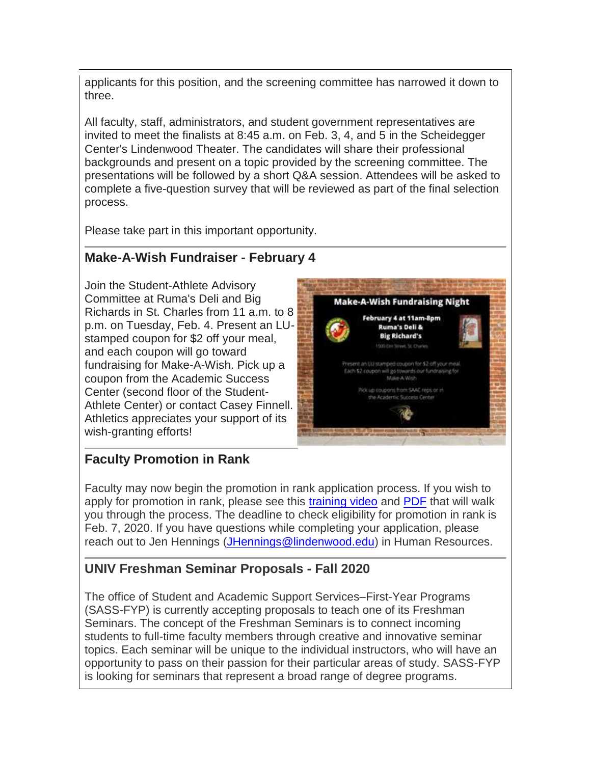applicants for this position, and the screening committee has narrowed it down to three.

All faculty, staff, administrators, and student government representatives are invited to meet the finalists at 8:45 a.m. on Feb. 3, 4, and 5 in the Scheidegger Center's Lindenwood Theater. The candidates will share their professional backgrounds and present on a topic provided by the screening committee. The presentations will be followed by a short Q&A session. Attendees will be asked to complete a five-question survey that will be reviewed as part of the final selection process.

Please take part in this important opportunity.

## Make-A-Wish Fundraiser - February 4

Join the Student-Athlete Advisory Committee at Ruma's Deli and Big Richards in St. Charles from 11 a.m. to 8 p.m. on Tuesday, Feb. 4. Present an LU-stamped coupon for $2 off your meal, and each coupon will go toward fundraising for Make-A-Wish. Pick up a coupon from the Academic Success Center (second floor of the Student-Athlete Center) or contact Casey Finnell. Athletics appreciates your support of its wish-granting efforts!

## Faculty Promotion in Rank

Faculty may now begin the promotion in rank application process. If you wish to apply for promotion in rank, please see this training video and PDF that will walk you through the process. The deadline to check eligibility for promotion in rank is Feb. 7, 2020. If you have questions while completing your application, please reach out to Jen Hennings (JHennings@lindenwood.edu) in Human Resources.

## UNIV Freshman Seminar Proposals - Fall 2020

The office of Student and Academic Support Services–First-Year Programs (SASS-FYP) is currently accepting proposals to teach one of its Freshman Seminars. The concept of the Freshman Seminars is to connect incoming students to full-time faculty members through creative and innovative seminar topics. Each seminar will be unique to the individual instructors, who will have an opportunity to pass on their passion for their particular areas of study. SASS-FYP is looking for seminars that represent a broad range of degree programs.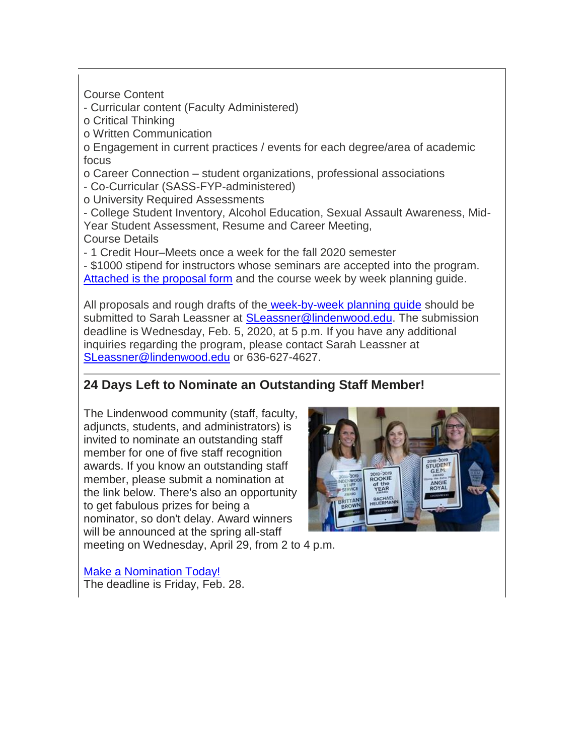Course Content

- Curricular content (Faculty Administered)
  - o Critical Thinking
  - o Written Communication
  - o Engagement in current practices / events for each degree/area of academic focus
  - o Career Connection – student organizations, professional associations
- Co-Curricular (SASS-FYP-administered)
  - o University Required Assessments
    - College Student Inventory, Alcohol Education, Sexual Assault Awareness, Mid-Year Student Assessment, Resume and Career Meeting,

Course Details

- 1 Credit Hour–Meets once a week for the fall 2020 semester
- $1000 stipend for instructors whose seminars are accepted into the program.

Attached is the proposal form and the course week by week planning guide.

All proposals and rough drafts of the week-by-week planning guide should be submitted to Sarah Leassner at SLeassner@lindenwood.edu. The submission deadline is Wednesday, Feb. 5, 2020, at 5 p.m. If you have any additional inquiries regarding the program, please contact Sarah Leassner at SLeassner@lindenwood.edu or 636-627-4627.

---

## 24 Days Left to Nominate an Outstanding Staff Member!

The Lindenwood community (staff, faculty, adjuncts, students, and administrators) is invited to nominate an outstanding staff member for one of five staff recognition awards. If you know an outstanding staff member, please submit a nomination at the link below. There's also an opportunity to get fabulous prizes for being a nominator, so don't delay. Award winners will be announced at the spring all-staff meeting on Wednesday, April 29, from 2 to 4 p.m.

Make a Nomination Today!

The deadline is Friday, Feb. 28.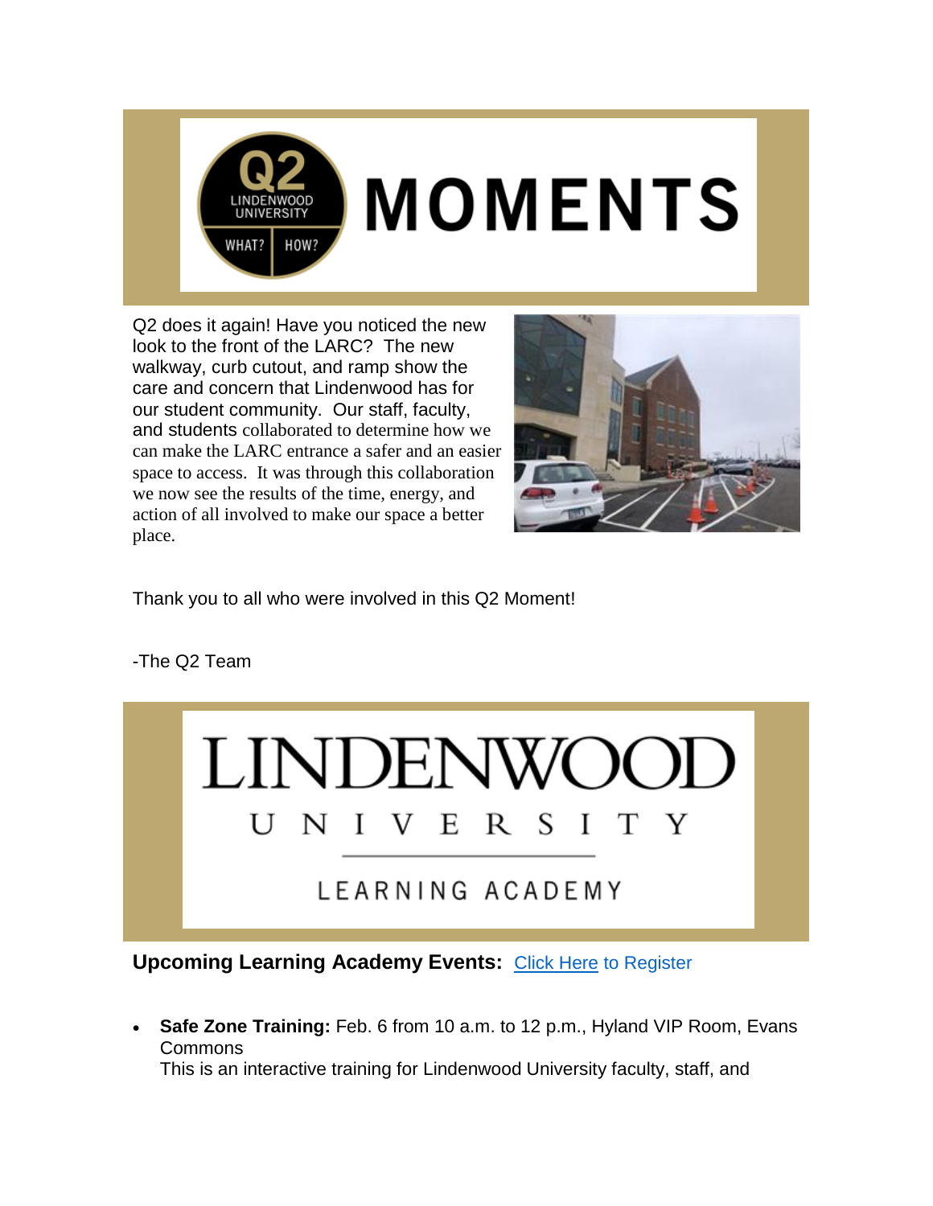# Q2 MOMENTS

Q2 does it again! Have you noticed the new look to the front of the LARC? The new walkway, curb cutout, and ramp show the care and concern that Lindenwood has for our student community. Our staff, faculty, and students collaborated to determine how we can make the LARC entrance a safer and an easier space to access. It was through this collaboration we now see the results of the time, energy, and action of all involved to make our space a better place.

Thank you to all who were involved in this Q2 Moment!

-The Q2 Team

# LINDENWOOD UNIVERSITY LEARNING ACADEMY

**Upcoming Learning Academy Events:** Click Here to Register

- **Safe Zone Training:** Feb. 6 from 10 a.m. to 12 p.m., Hyland VIP Room, Evans Commons
  This is an interactive training for Lindenwood University faculty, staff, and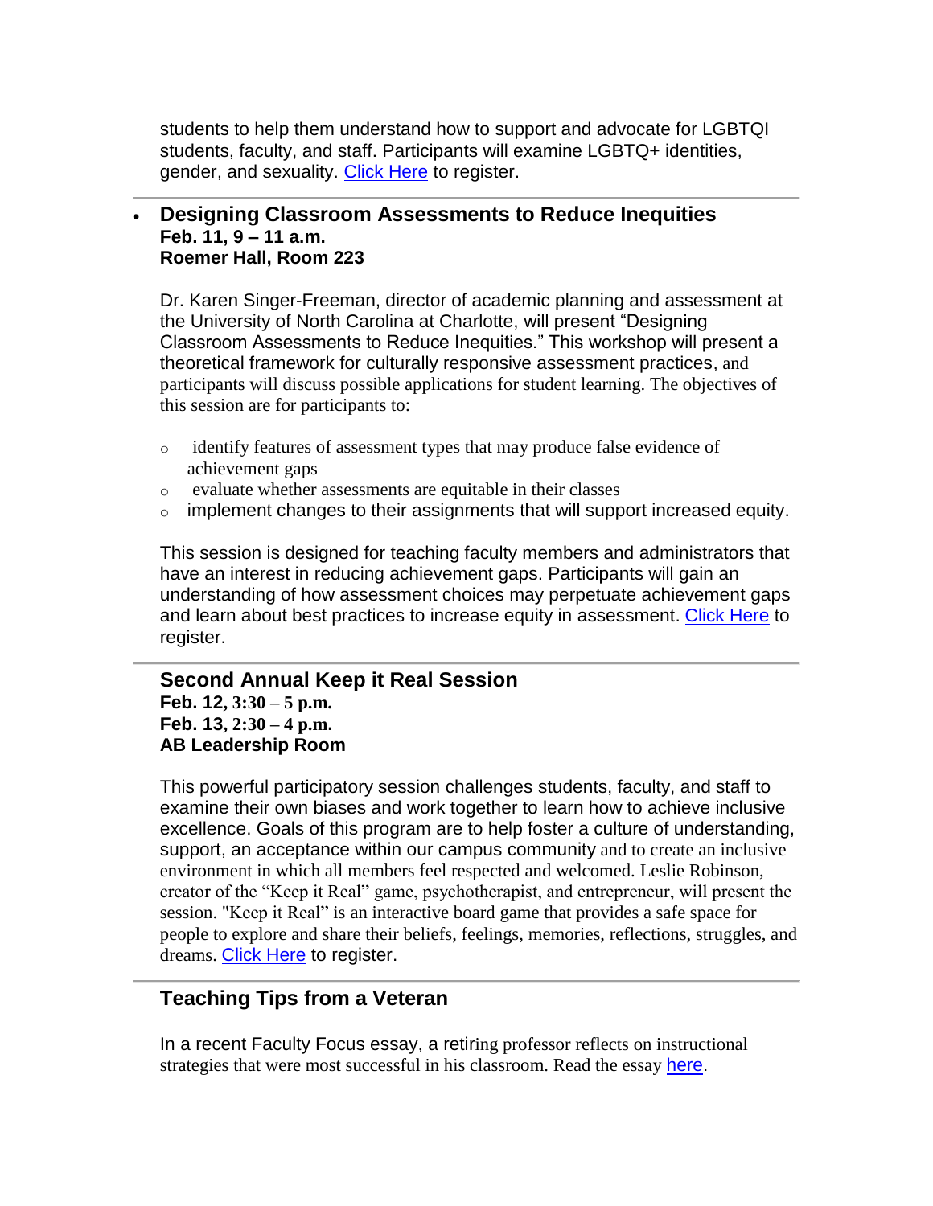students to help them understand how to support and advocate for LGBTQI students, faculty, and staff. Participants will examine LGBTQ+ identities, gender, and sexuality. Click Here to register.

---

- **Designing Classroom Assessments to Reduce Inequities**
  **Feb. 11, 9 – 11 a.m.**
  **Roemer Hall, Room 223**

  Dr. Karen Singer-Freeman, director of academic planning and assessment at the University of North Carolina at Charlotte, will present "Designing Classroom Assessments to Reduce Inequities." This workshop will present a theoretical framework for culturally responsive assessment practices, and participants will discuss possible applications for student learning. The objectives of this session are for participants to:

  - identify features of assessment types that may produce false evidence of achievement gaps
  - evaluate whether assessments are equitable in their classes
  - implement changes to their assignments that will support increased equity.

  This session is designed for teaching faculty members and administrators that have an interest in reducing achievement gaps. Participants will gain an understanding of how assessment choices may perpetuate achievement gaps and learn about best practices to increase equity in assessment. Click Here to register.

---

**Second Annual Keep it Real Session**
**Feb. 12, 3:30 – 5 p.m.**
**Feb. 13, 2:30 – 4 p.m.**
**AB Leadership Room**

This powerful participatory session challenges students, faculty, and staff to examine their own biases and work together to learn how to achieve inclusive excellence. Goals of this program are to help foster a culture of understanding, support, an acceptance within our campus community and to create an inclusive environment in which all members feel respected and welcomed. Leslie Robinson, creator of the "Keep it Real" game, psychotherapist, and entrepreneur, will present the session. "Keep it Real" is an interactive board game that provides a safe space for people to explore and share their beliefs, feelings, memories, reflections, struggles, and dreams. Click Here to register.

---

## Teaching Tips from a Veteran

In a recent Faculty Focus essay, a retiring professor reflects on instructional strategies that were most successful in his classroom. Read the essay here.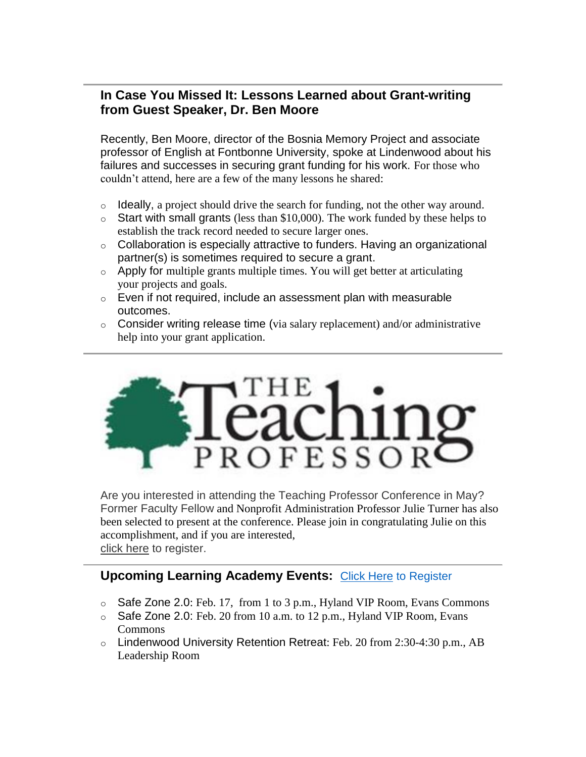## In Case You Missed It: Lessons Learned about Grant-writing from Guest Speaker, Dr. Ben Moore

Recently, Ben Moore, director of the Bosnia Memory Project and associate professor of English at Fontbonne University, spoke at Lindenwood about his failures and successes in securing grant funding for his work. For those who couldn't attend, here are a few of the many lessons he shared:

- Ideally, a project should drive the search for funding, not the other way around.
- Start with small grants (less than $10,000). The work funded by these helps to establish the track record needed to secure larger ones.
- Collaboration is especially attractive to funders. Having an organizational partner(s) is sometimes required to secure a grant.
- Apply for multiple grants multiple times. You will get better at articulating your projects and goals.
- Even if not required, include an assessment plan with measurable outcomes.
- Consider writing release time (via salary replacement) and/or administrative help into your grant application.

THE Teaching PROFESSOR

Are you interested in attending the Teaching Professor Conference in May? Former Faculty Fellow and Nonprofit Administration Professor Julie Turner has also been selected to present at the conference. Please join in congratulating Julie on this accomplishment, and if you are interested, click here to register.

## Upcoming Learning Academy Events: Click Here to Register

- Safe Zone 2.0: Feb. 17, from 1 to 3 p.m., Hyland VIP Room, Evans Commons
- Safe Zone 2.0: Feb. 20 from 10 a.m. to 12 p.m., Hyland VIP Room, Evans Commons
- Lindenwood University Retention Retreat: Feb. 20 from 2:30-4:30 p.m., AB Leadership Room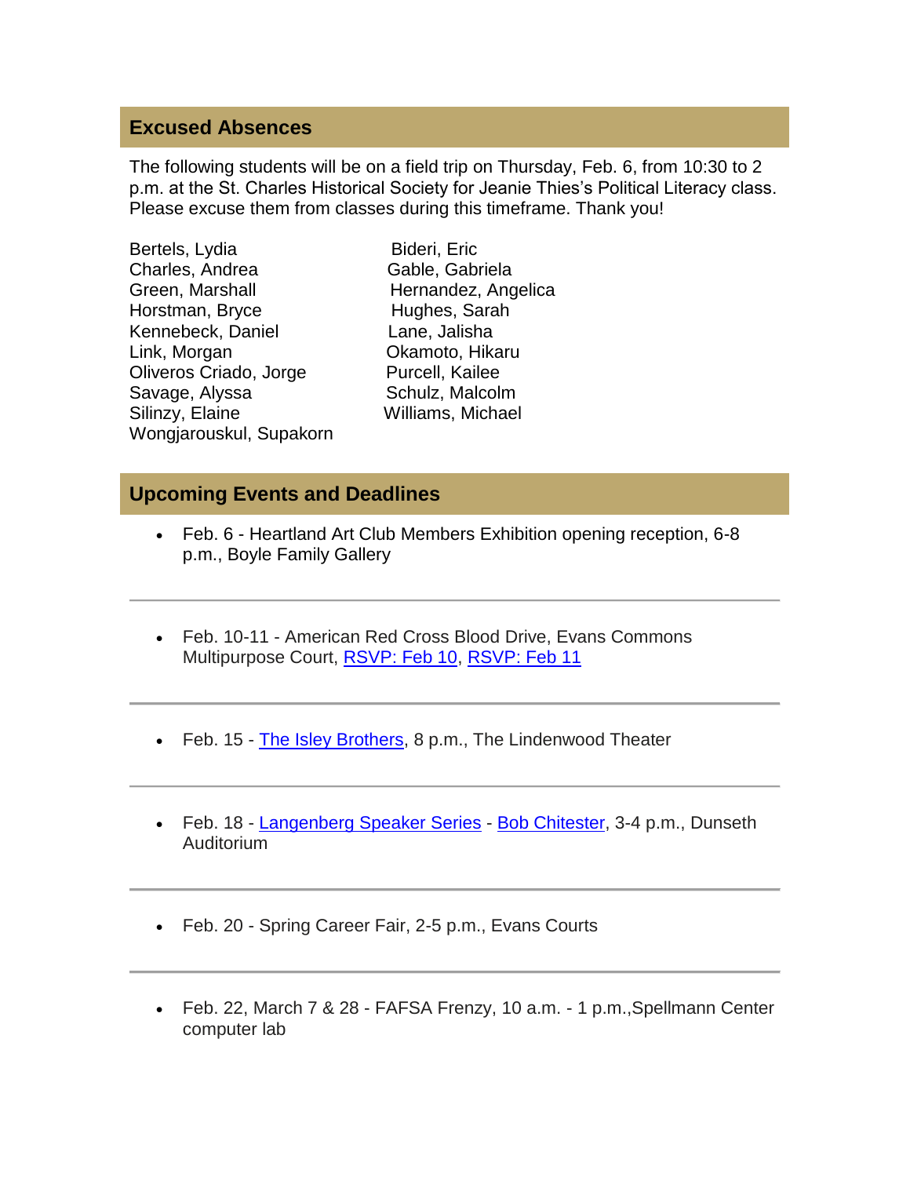## Excused Absences

The following students will be on a field trip on Thursday, Feb. 6, from 10:30 to 2 p.m. at the St. Charles Historical Society for Jeanie Thies's Political Literacy class. Please excuse them from classes during this timeframe. Thank you!

Bertels, Lydia
Bideri, Eric
Charles, Andrea
Gable, Gabriela
Green, Marshall
Hernandez, Angelica
Horstman, Bryce
Hughes, Sarah
Kennebeck, Daniel
Lane, Jalisha
Link, Morgan
Okamoto, Hikaru
Oliveros Criado, Jorge
Purcell, Kailee
Savage, Alyssa
Schulz, Malcolm
Silinzy, Elaine
Williams, Michael
Wongjarouskul, Supakorn

## Upcoming Events and Deadlines

- Feb. 6 - Heartland Art Club Members Exhibition opening reception, 6-8 p.m., Boyle Family Gallery

---

- Feb. 10-11 - American Red Cross Blood Drive, Evans Commons Multipurpose Court, RSVP: Feb 10, RSVP: Feb 11

---

- Feb. 15 - The Isley Brothers, 8 p.m., The Lindenwood Theater

---

- Feb. 18 - Langenberg Speaker Series - Bob Chitester, 3-4 p.m., Dunseth Auditorium

---

- Feb. 20 - Spring Career Fair, 2-5 p.m., Evans Courts

---

- Feb. 22, March 7 & 28 - FAFSA Frenzy, 10 a.m. - 1 p.m.,Spellmann Center computer lab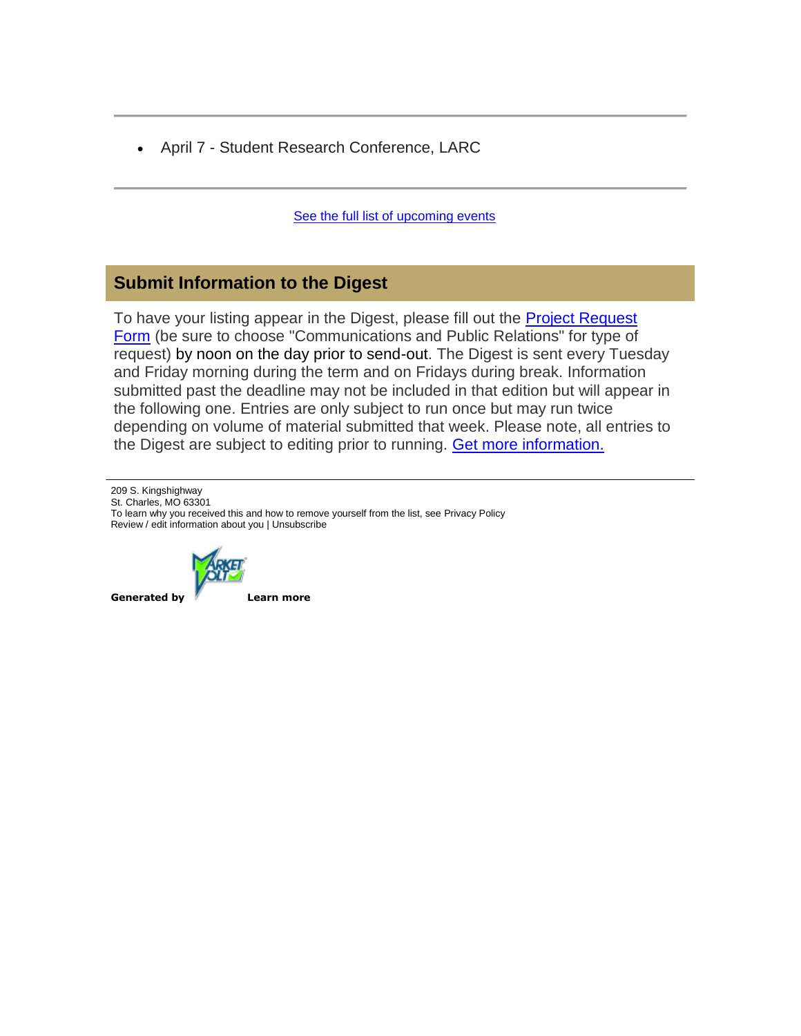---

- April 7 - Student Research Conference, LARC

---

See the full list of upcoming events

## Submit Information to the Digest

To have your listing appear in the Digest, please fill out the Project Request Form (be sure to choose "Communications and Public Relations" for type of request) by noon on the day prior to send-out. The Digest is sent every Tuesday and Friday morning during the term and on Fridays during break. Information submitted past the deadline may not be included in that edition but will appear in the following one. Entries are only subject to run once but may run twice depending on volume of material submitted that week. Please note, all entries to the Digest are subject to editing prior to running. Get more information.

---

209 S. Kingshighway
St. Charles, MO 63301
To learn why you received this and how to remove yourself from the list, see Privacy Policy
Review / edit information about you | Unsubscribe

**Generated by** **Learn more**